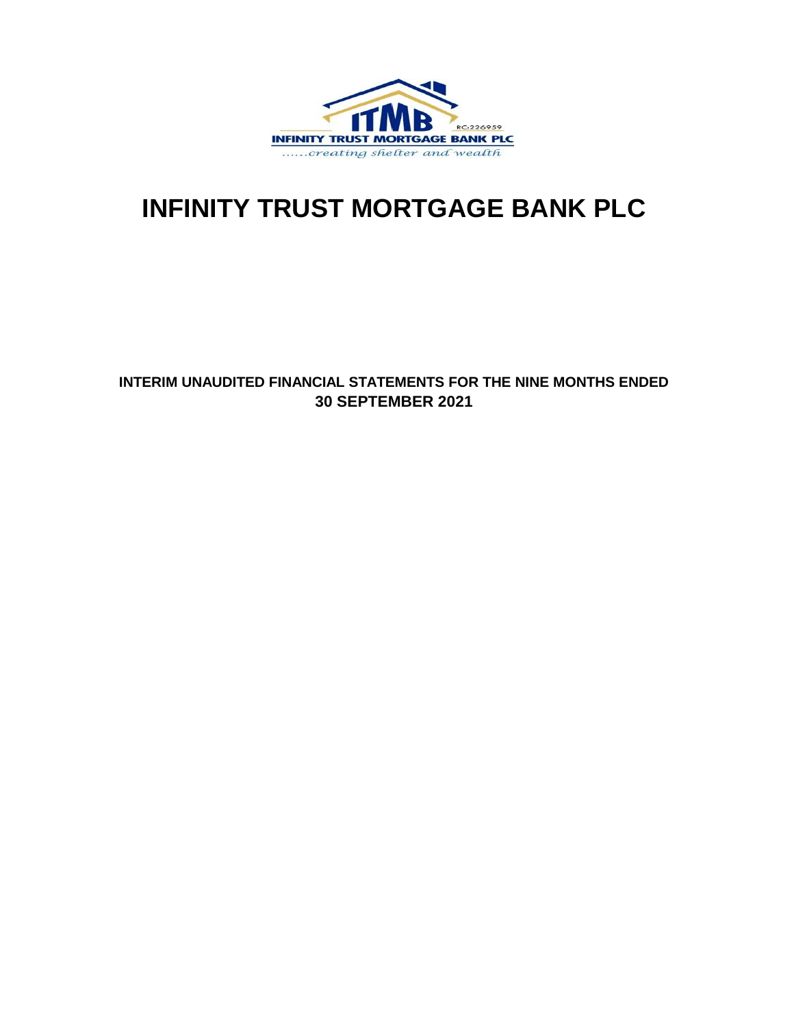ITMB

RC:226959

INFINITY TRUST MORTGAGE BANK PLC

......creating shelter and wealth

# INFINITY TRUST MORTGAGE BANK PLC

**INTERIM UNAUDITED FINANCIAL STATEMENTS FOR THE NINE MONTHS ENDED 30 SEPTEMBER 2021**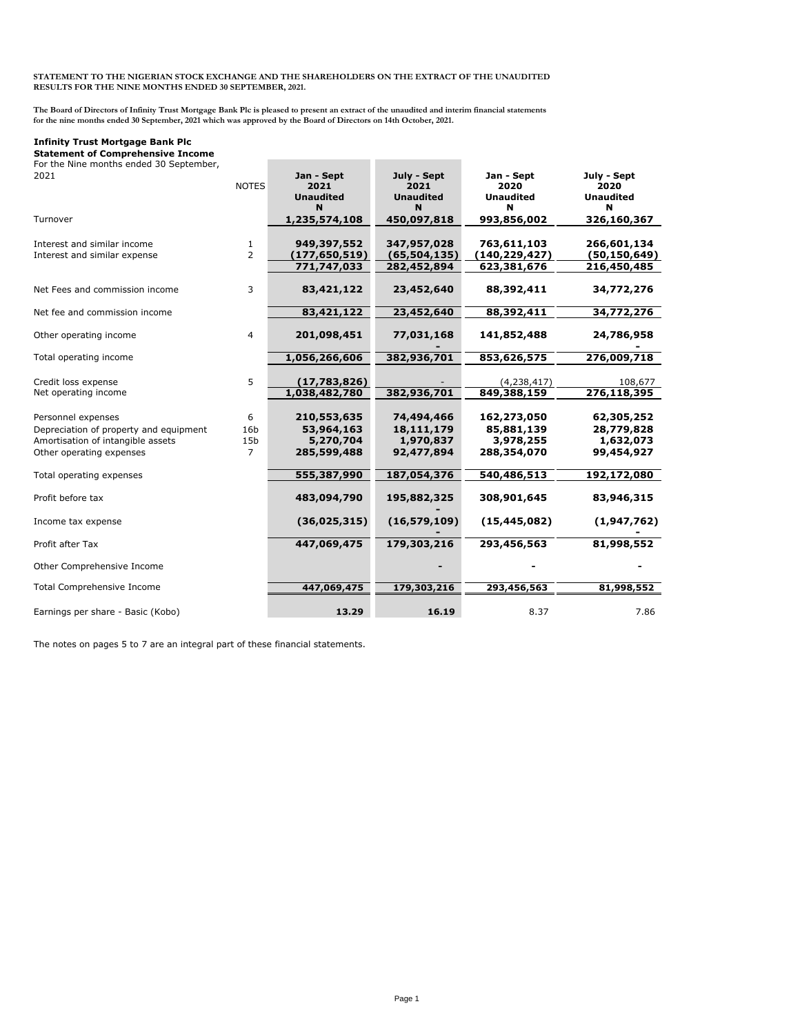**STATEMENT TO THE NIGERIAN STOCK EXCHANGE AND THE SHAREHOLDERS ON THE EXTRACT OF THE UNAUDITED RESULTS FOR THE NINE MONTHS ENDED 30 SEPTEMBER, 2021.**

**The Board of Directors of Infinity Trust Mortgage Bank Plc is pleased to present an extract of the unaudited and interim financial statements for the nine months ended 30 September, 2021 which was approved by the Board of Directors on 14th October, 2021.**

**Infinity Trust Mortgage Bank Plc**
**Statement of Comprehensive Income**
For the Nine months ended 30 September, 2021

| | NOTES | Jan - Sept 2021 Unaudited N | July - Sept 2021 Unaudited N | Jan - Sept 2020 Unaudited N | July - Sept 2020 Unaudited N |
|---|---|---|---|---|---|
| Turnover | | **1,235,574,108** | **450,097,818** | **993,856,002** | **326,160,367** |
| Interest and similar income | 1 | **949,397,552** | **347,957,028** | **763,611,103** | **266,601,134** |
| Interest and similar expense | 2 | **(177,650,519)** | **(65,504,135)** | **(140,229,427)** | **(50,150,649)** |
| | | **771,747,033** | **282,452,894** | **623,381,676** | **216,450,485** |
| Net Fees and commission income | 3 | **83,421,122** | **23,452,640** | **88,392,411** | **34,772,276** |
| Net fee and commission income | | **83,421,122** | **23,452,640** | **88,392,411** | **34,772,276** |
| Other operating income | 4 | **201,098,451** | **77,031,168** | **141,852,488** | **24,786,958** |
| Total operating income | | **1,056,266,606** | **382,936,701** | **853,626,575** | **276,009,718** |
| Credit loss expense | 5 | **(17,783,826)** | - | (4,238,417) | 108,677 |
| Net operating income | | **1,038,482,780** | **382,936,701** | **849,388,159** | **276,118,395** |
| Personnel expenses | 6 | **210,553,635** | **74,494,466** | **162,273,050** | **62,305,252** |
| Depreciation of property and equipment | 16b | **53,964,163** | **18,111,179** | **85,881,139** | **28,779,828** |
| Amortisation of intangible assets | 15b | **5,270,704** | **1,970,837** | **3,978,255** | **1,632,073** |
| Other operating expenses | 7 | **285,599,488** | **92,477,894** | **288,354,070** | **99,454,927** |
| Total operating expenses | | **555,387,990** | **187,054,376** | **540,486,513** | **192,172,080** |
| Profit before tax | | **483,094,790** | **195,882,325** | **308,901,645** | **83,946,315** |
| Income tax expense | | **(36,025,315)** | **(16,579,109)** | **(15,445,082)** | **(1,947,762)** |
| Profit after Tax | | **447,069,475** | **179,303,216** | **293,456,563** | **81,998,552** |
| Other Comprehensive Income | | | **-** | **-** | **-** |
| Total Comprehensive Income | | **447,069,475** | **179,303,216** | **293,456,563** | **81,998,552** |
| Earnings per share - Basic (Kobo) | | **13.29** | **16.19** | 8.37 | 7.86 |

The notes on pages 5 to 7 are an integral part of these financial statements.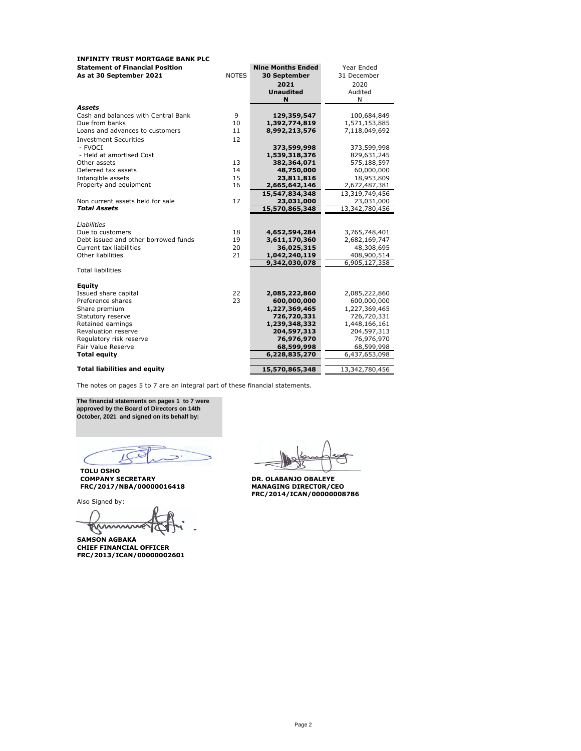**INFINITY TRUST MORTGAGE BANK PLC**
**Statement of Financial Position**
**As at 30 September 2021**

| | NOTES | Nine Months Ended 30 September 2021 Unaudited N | Year Ended 31 December 2020 Audited N |
|---|---|---|---|
| ***Assets*** | | | |
| Cash and balances with Central Bank | 9 | **129,359,547** | 100,684,849 |
| Due from banks | 10 | **1,392,774,819** | 1,571,153,885 |
| Loans and advances to customers | 11 | **8,992,213,576** | 7,118,049,692 |
| Investment Securities | 12 | | |
| - FVOCI | | **373,599,998** | 373,599,998 |
| - Held at amortised Cost | | **1,539,318,376** | 829,631,245 |
| Other assets | 13 | **382,364,071** | 575,188,597 |
| Deferred tax assets | 14 | **48,750,000** | 60,000,000 |
| Intangible assets | 15 | **23,811,816** | 18,953,809 |
| Property and equipment | 16 | **2,665,642,146** | 2,672,487,381 |
| | | **15,547,834,348** | 13,319,749,456 |
| Non current assets held for sale | 17 | **23,031,000** | 23,031,000 |
| ***Total Assets*** | | **15,570,865,348** | 13,342,780,456 |
| | | | |
| *Liabilities* | | | |
| Due to customers | 18 | **4,652,594,284** | 3,765,748,401 |
| Debt issued and other borrowed funds | 19 | **3,611,170,360** | 2,682,169,747 |
| Current tax liabilities | 20 | **36,025,315** | 48,308,695 |
| Other liabilities | 21 | **1,042,240,119** | 408,900,514 |
| | | **9,342,030,078** | 6,905,127,358 |
| Total liabilities | | | |
| | | | |
| **Equity** | | | |
| Issued share capital | 22 | **2,085,222,860** | 2,085,222,860 |
| Preference shares | 23 | **600,000,000** | 600,000,000 |
| Share premium | | **1,227,369,465** | 1,227,369,465 |
| Statutory reserve | | **726,720,331** | 726,720,331 |
| Retained earnings | | **1,239,348,332** | 1,448,166,161 |
| Revaluation reserve | | **204,597,313** | 204,597,313 |
| Regulatory risk reserve | | **76,976,970** | 76,976,970 |
| Fair Value Reserve | | **68,599,998** | 68,599,998 |
| **Total equity** | | **6,228,835,270** | 6,437,653,098 |
| | | | |
| **Total liabilities and equity** | | **15,570,865,348** | 13,342,780,456 |

The notes on pages 5 to 7 are an integral part of these financial statements.

**The financial statements on pages 1 to 7 were approved by the Board of Directors on 14th October, 2021 and signed on its behalf by:**

**TOLU OSHO**
**COMPANY SECRETARY**
**FRC/2017/NBA/00000016418**

**DR. OLABANJO OBALEYE**
**MANAGING DIRECT0R/CEO**
**FRC/2014/ICAN/00000008786**

Also Signed by:

**SAMSON AGBAKA**
**CHIEF FINANCIAL OFFICER**
**FRC/2013/ICAN/00000002601**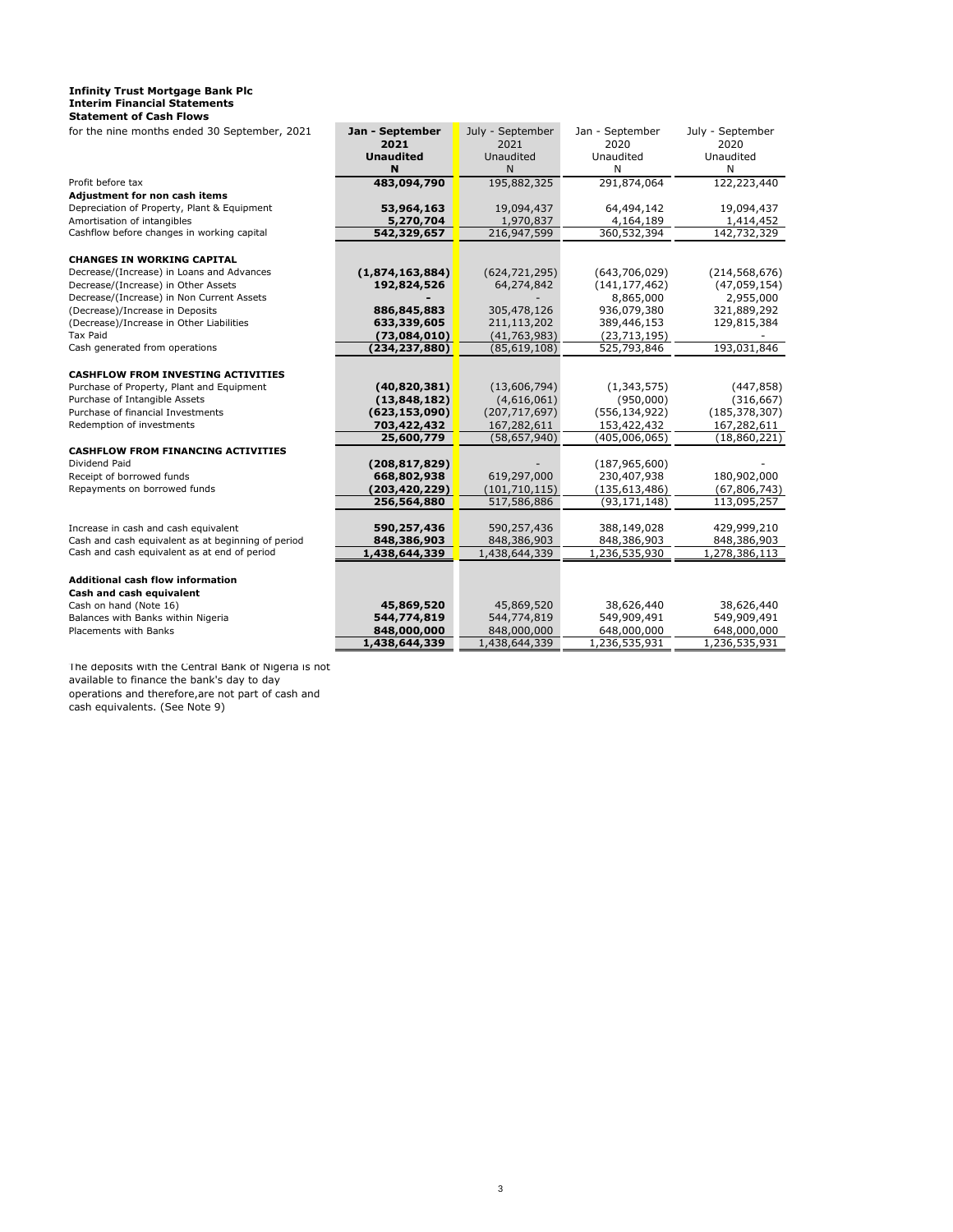**Infinity Trust Mortgage Bank Plc**
**Interim Financial Statements**
**Statement of Cash Flows**

| for the nine months ended 30 September, 2021 | **Jan - September 2021 Unaudited N** | July - September 2021 Unaudited N | Jan - September 2020 Unaudited N | July - September 2020 Unaudited N |
|---|---|---|---|---|
| Profit before tax | **483,094,790** | 195,882,325 | 291,874,064 | 122,223,440 |
| **Adjustment for non cash items** | | | | |
| Depreciation of Property, Plant & Equipment | **53,964,163** | 19,094,437 | 64,494,142 | 19,094,437 |
| Amortisation of intangibles | **5,270,704** | 1,970,837 | 4,164,189 | 1,414,452 |
| Cashflow before changes in working capital | **542,329,657** | 216,947,599 | 360,532,394 | 142,732,329 |
| | | | | |
| **CHANGES IN WORKING CAPITAL** | | | | |
| Decrease/(Increase) in Loans and Advances | **(1,874,163,884)** | (624,721,295) | (643,706,029) | (214,568,676) |
| Decrease/(Increase) in Other Assets | **192,824,526** | 64,274,842 | (141,177,462) | (47,059,154) |
| Decrease/(Increase) in Non Current Assets | **-** | - | 8,865,000 | 2,955,000 |
| (Decrease)/Increase in Deposits | **886,845,883** | 305,478,126 | 936,079,380 | 321,889,292 |
| (Decrease)/Increase in Other Liabilities | **633,339,605** | 211,113,202 | 389,446,153 | 129,815,384 |
| Tax Paid | **(73,084,010)** | (41,763,983) | (23,713,195) | - |
| Cash generated from operations | **(234,237,880)** | (85,619,108) | 525,793,846 | 193,031,846 |
| | | | | |
| **CASHFLOW FROM INVESTING ACTIVITIES** | | | | |
| Purchase of Property, Plant and Equipment | **(40,820,381)** | (13,606,794) | (1,343,575) | (447,858) |
| Purchase of Intangible Assets | **(13,848,182)** | (4,616,061) | (950,000) | (316,667) |
| Purchase of financial Investments | **(623,153,090)** | (207,717,697) | (556,134,922) | (185,378,307) |
| Redemption of investments | **703,422,432** | 167,282,611 | 153,422,432 | 167,282,611 |
| | **25,600,779** | (58,657,940) | (405,006,065) | (18,860,221) |
| **CASHFLOW FROM FINANCING ACTIVITIES** | | | | |
| Dividend Paid | **(208,817,829)** | - | (187,965,600) | - |
| Receipt of borrowed funds | **668,802,938** | 619,297,000 | 230,407,938 | 180,902,000 |
| Repayments on borrowed funds | **(203,420,229)** | (101,710,115) | (135,613,486) | (67,806,743) |
| | **256,564,880** | 517,586,886 | (93,171,148) | 113,095,257 |
| | | | | |
| Increase in cash and cash equivalent | **590,257,436** | 590,257,436 | 388,149,028 | 429,999,210 |
| Cash and cash equivalent as at beginning of period | **848,386,903** | 848,386,903 | 848,386,903 | 848,386,903 |
| Cash and cash equivalent as at end of period | **1,438,644,339** | 1,438,644,339 | 1,236,535,930 | 1,278,386,113 |
| | | | | |
| **Additional cash flow information** | | | | |
| **Cash and cash equivalent** | | | | |
| Cash on hand (Note 16) | **45,869,520** | 45,869,520 | 38,626,440 | 38,626,440 |
| Balances with Banks within Nigeria | **544,774,819** | 544,774,819 | 549,909,491 | 549,909,491 |
| Placements with Banks | **848,000,000** | 848,000,000 | 648,000,000 | 648,000,000 |
| | **1,438,644,339** | 1,438,644,339 | 1,236,535,931 | 1,236,535,931 |

The deposits with the Central Bank of Nigeria is not available to finance the bank's day to day operations and therefore,are not part of cash and cash equivalents. (See Note 9)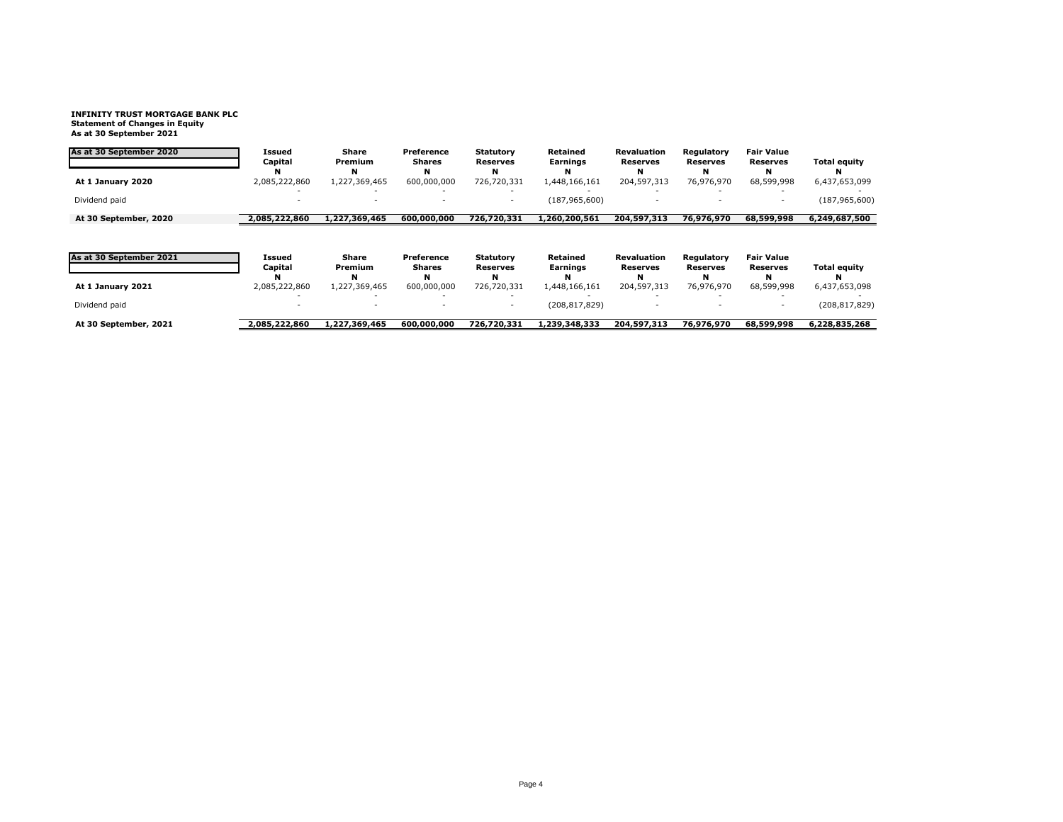**INFINITY TRUST MORTGAGE BANK PLC**
**Statement of Changes in Equity**
**As at 30 September 2021**

| As at 30 September 2020 | Issued Capital | Share Premium | Preference Shares | Statutory Reserves | Retained Earnings | Revaluation Reserves | Regulatory Reserves | Fair Value Reserves | Total equity |
|---|---|---|---|---|---|---|---|---|---|
| | N | N | N | N | N | N | N | N | N |
| **At 1 January 2020** | 2,085,222,860 | 1,227,369,465 | 600,000,000 | 726,720,331 | 1,448,166,161 | 204,597,313 | 76,976,970 | 68,599,998 | 6,437,653,099 |
| | - | - | - | - | - | - | - | - | - |
| Dividend paid | - | - | - | - | (187,965,600) | - | - | - | (187,965,600) |
| **At 30 September, 2020** | **2,085,222,860** | **1,227,369,465** | **600,000,000** | **726,720,331** | **1,260,200,561** | **204,597,313** | **76,976,970** | **68,599,998** | **6,249,687,500** |

| As at 30 September 2021 | Issued Capital | Share Premium | Preference Shares | Statutory Reserves | Retained Earnings | Revaluation Reserves | Regulatory Reserves | Fair Value Reserves | Total equity |
|---|---|---|---|---|---|---|---|---|---|
| | N | N | N | N | N | N | N | N | N |
| **At 1 January 2021** | 2,085,222,860 | 1,227,369,465 | 600,000,000 | 726,720,331 | 1,448,166,161 | 204,597,313 | 76,976,970 | 68,599,998 | 6,437,653,098 |
| | - | - | - | - | - | - | - | - | - |
| Dividend paid | - | - | - | - | (208,817,829) | - | - | - | (208,817,829) |
| **At 30 September, 2021** | **2,085,222,860** | **1,227,369,465** | **600,000,000** | **726,720,331** | **1,239,348,333** | **204,597,313** | **76,976,970** | **68,599,998** | **6,228,835,268** |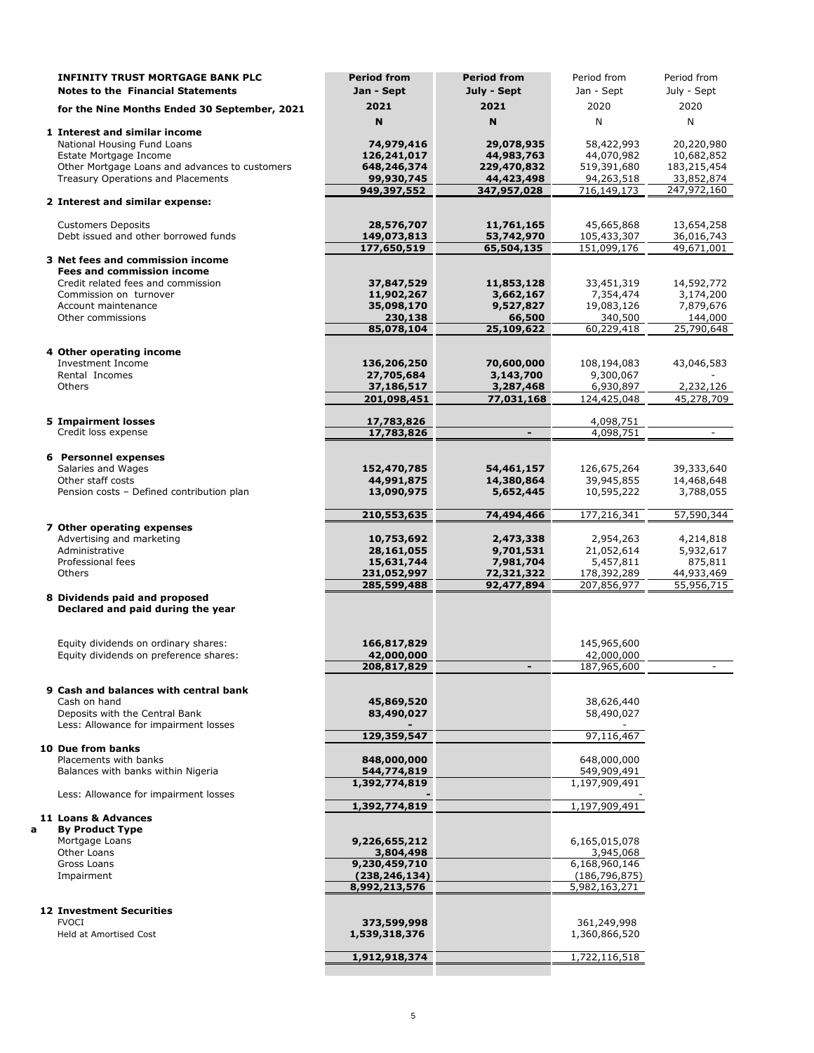# INFINITY TRUST MORTGAGE BANK PLC

## Notes to the Financial Statements

### for the Nine Months Ended 30 September, 2021

| | Period from Jan - Sept 2021 | Period from July - Sept 2021 | Period from Jan - Sept 2020 | Period from July - Sept 2020 |
|---|---|---|---|---|
| | **N** | **N** | N | N |
| **1 Interest and similar income** | | | | |
| National Housing Fund Loans | 74,979,416 | 29,078,935 | 58,422,993 | 20,220,980 |
| Estate Mortgage Income | 126,241,017 | 44,983,763 | 44,070,982 | 10,682,852 |
| Other Mortgage Loans and advances to customers | 648,246,374 | 229,470,832 | 519,391,680 | 183,215,454 |
| Treasury Operations and Placements | 99,930,745 | 44,423,498 | 94,263,518 | 33,852,874 |
| | **949,397,552** | **347,957,028** | 716,149,173 | 247,972,160 |
| **2 Interest and similar expense:** | | | | |
| Customers Deposits | 28,576,707 | 11,761,165 | 45,665,868 | 13,654,258 |
| Debt issued and other borrowed funds | 149,073,813 | 53,742,970 | 105,433,307 | 36,016,743 |
| | **177,650,519** | **65,504,135** | 151,099,176 | 49,671,001 |
| **3 Net fees and commission income** | | | | |
| **Fees and commission income** | | | | |
| Credit related fees and commission | 37,847,529 | 11,853,128 | 33,451,319 | 14,592,772 |
| Commission on turnover | 11,902,267 | 3,662,167 | 7,354,474 | 3,174,200 |
| Account maintenance | 35,098,170 | 9,527,827 | 19,083,126 | 7,879,676 |
| Other commissions | 230,138 | 66,500 | 340,500 | 144,000 |
| | **85,078,104** | **25,109,622** | 60,229,418 | 25,790,648 |
| **4 Other operating income** | | | | |
| Investment Income | 136,206,250 | 70,600,000 | 108,194,083 | 43,046,583 |
| Rental Incomes | 27,705,684 | 3,143,700 | 9,300,067 | - |
| Others | 37,186,517 | 3,287,468 | 6,930,897 | 2,232,126 |
| | **201,098,451** | **77,031,168** | 124,425,048 | 45,278,709 |
| **5 Impairment losses** | **17,783,826** | | 4,098,751 | |
| Credit loss expense | **17,783,826** | **-** | 4,098,751 | - |
| **6 Personnel expenses** | | | | |
| Salaries and Wages | 152,470,785 | 54,461,157 | 126,675,264 | 39,333,640 |
| Other staff costs | 44,991,875 | 14,380,864 | 39,945,855 | 14,468,648 |
| Pension costs – Defined contribution plan | 13,090,975 | 5,652,445 | 10,595,222 | 3,788,055 |
| | **210,553,635** | **74,494,466** | 177,216,341 | 57,590,344 |
| **7 Other operating expenses** | | | | |
| Advertising and marketing | 10,753,692 | 2,473,338 | 2,954,263 | 4,214,818 |
| Administrative | 28,161,055 | 9,701,531 | 21,052,614 | 5,932,617 |
| Professional fees | 15,631,744 | 7,981,704 | 5,457,811 | 875,811 |
| Others | 231,052,997 | 72,321,322 | 178,392,289 | 44,933,469 |
| | **285,599,488** | **92,477,894** | 207,856,977 | 55,956,715 |
| **8 Dividends paid and proposed** | | | | |
| **Declared and paid during the year** | | | | |
| Equity dividends on ordinary shares: | 166,817,829 | | 145,965,600 | |
| Equity dividends on preference shares: | 42,000,000 | | 42,000,000 | |
| | **208,817,829** | **-** | 187,965,600 | - |
| **9 Cash and balances with central bank** | | | | |
| Cash on hand | 45,869,520 | | 38,626,440 | |
| Deposits with the Central Bank | 83,490,027 | | 58,490,027 | |
| Less: Allowance for impairment losses | - | | - | |
| | **129,359,547** | | 97,116,467 | |
| **10 Due from banks** | | | | |
| Placements with banks | 848,000,000 | | 648,000,000 | |
| Balances with banks within Nigeria | 544,774,819 | | 549,909,491 | |
| | **1,392,774,819** | | 1,197,909,491 | |
| Less: Allowance for impairment losses | - | | - | |
| | **1,392,774,819** | | 1,197,909,491 | |
| **11 Loans & Advances** | | | | |
| **a By Product Type** | | | | |
| Mortgage Loans | 9,226,655,212 | | 6,165,015,078 | |
| Other Loans | 3,804,498 | | 3,945,068 | |
| Gross Loans | 9,230,459,710 | | 6,168,960,146 | |
| Impairment | (238,246,134) | | (186,796,875) | |
| | **8,992,213,576** | | 5,982,163,271 | |
| **12 Investment Securities** | | | | |
| FVOCI | 373,599,998 | | 361,249,998 | |
| Held at Amortised Cost | 1,539,318,376 | | 1,360,866,520 | |
| | **1,912,918,374** | | 1,722,116,518 | |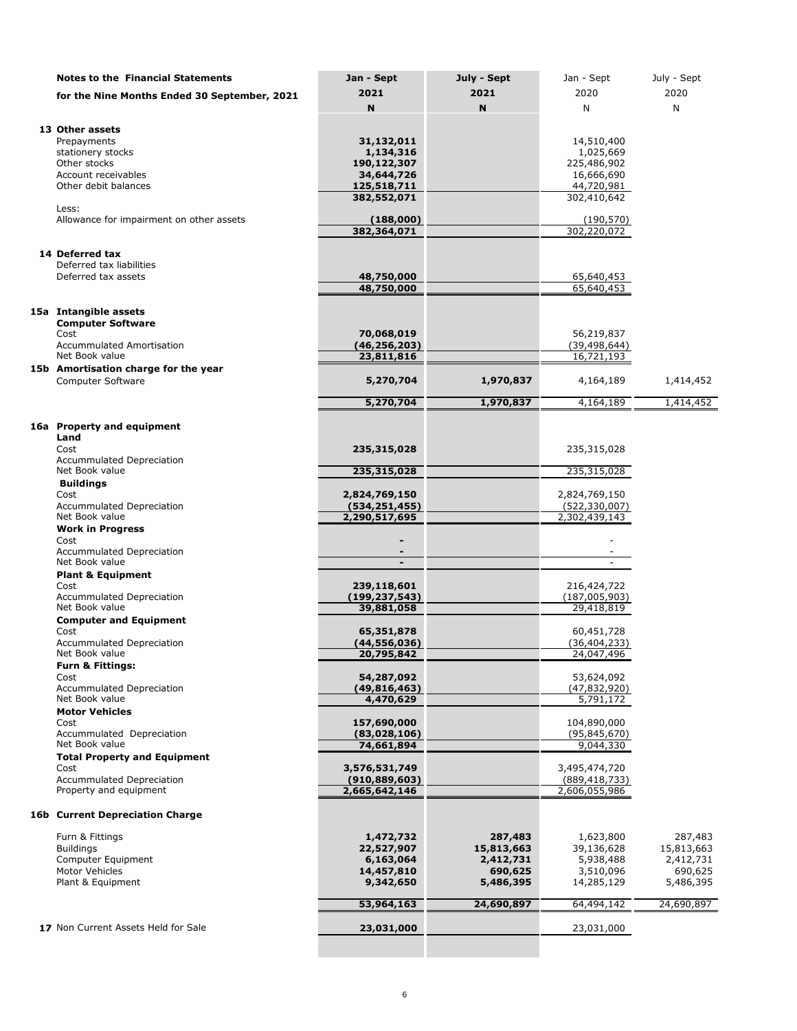| **Notes to the Financial Statements for the Nine Months Ended 30 September, 2021** | **Jan - Sept 2021 N** | **July - Sept 2021 N** | Jan - Sept 2020 N | July - Sept 2020 N |
|---|---|---|---|---|
| **13 Other assets** | | | | |
| Prepayments | **31,132,011** | | 14,510,400 | |
| stationery stocks | **1,134,316** | | 1,025,669 | |
| Other stocks | **190,122,307** | | 225,486,902 | |
| Account receivables | **34,644,726** | | 16,666,690 | |
| Other debit balances | **125,518,711** | | 44,720,981 | |
| | **382,552,071** | | 302,410,642 | |
| Less: | | | | |
| Allowance for impairment on other assets | **(188,000)** | | (190,570) | |
| | **382,364,071** | | 302,220,072 | |
| **14 Deferred tax** | | | | |
| Deferred tax liabilities | | | | |
| Deferred tax assets | **48,750,000** | | 65,640,453 | |
| | **48,750,000** | | 65,640,453 | |
| **15a Intangible assets** | | | | |
| **Computer Software** | | | | |
| Cost | **70,068,019** | | 56,219,837 | |
| Accummulated Amortisation | **(46,256,203)** | | (39,498,644) | |
| Net Book value | **23,811,816** | | 16,721,193 | |
| **15b Amortisation charge for the year** | | | | |
| Computer Software | **5,270,704** | **1,970,837** | 4,164,189 | 1,414,452 |
| | **5,270,704** | **1,970,837** | 4,164,189 | 1,414,452 |
| **16a Property and equipment** | | | | |
| **Land** | | | | |
| Cost | **235,315,028** | | 235,315,028 | |
| Accummulated Depreciation | | | | |
| Net Book value | **235,315,028** | | 235,315,028 | |
| **Buildings** | | | | |
| Cost | **2,824,769,150** | | 2,824,769,150 | |
| Accummulated Depreciation | **(534,251,455)** | | (522,330,007) | |
| Net Book value | **2,290,517,695** | | 2,302,439,143 | |
| **Work in Progress** | | | | |
| Cost | **-** | | - | |
| Accummulated Depreciation | **-** | | - | |
| Net Book value | **-** | | - | |
| **Plant & Equipment** | | | | |
| Cost | **239,118,601** | | 216,424,722 | |
| Accummulated Depreciation | **(199,237,543)** | | (187,005,903) | |
| Net Book value | **39,881,058** | | 29,418,819 | |
| **Computer and Equipment** | | | | |
| Cost | **65,351,878** | | 60,451,728 | |
| Accummulated Depreciation | **(44,556,036)** | | (36,404,233) | |
| Net Book value | **20,795,842** | | 24,047,496 | |
| **Furn & Fittings:** | | | | |
| Cost | **54,287,092** | | 53,624,092 | |
| Accummulated Depreciation | **(49,816,463)** | | (47,832,920) | |
| Net Book value | **4,470,629** | | 5,791,172 | |
| **Motor Vehicles** | | | | |
| Cost | **157,690,000** | | 104,890,000 | |
| Accummulated Depreciation | **(83,028,106)** | | (95,845,670) | |
| Net Book value | **74,661,894** | | 9,044,330 | |
| **Total Property and Equipment** | | | | |
| Cost | **3,576,531,749** | | 3,495,474,720 | |
| Accummulated Depreciation | **(910,889,603)** | | (889,418,733) | |
| Property and equipment | **2,665,642,146** | | 2,606,055,986 | |
| **16b Current Depreciation Charge** | | | | |
| Furn & Fittings | **1,472,732** | **287,483** | 1,623,800 | 287,483 |
| Buildings | **22,527,907** | **15,813,663** | 39,136,628 | 15,813,663 |
| Computer Equipment | **6,163,064** | **2,412,731** | 5,938,488 | 2,412,731 |
| Motor Vehicles | **14,457,810** | **690,625** | 3,510,096 | 690,625 |
| Plant & Equipment | **9,342,650** | **5,486,395** | 14,285,129 | 5,486,395 |
| | **53,964,163** | **24,690,897** | 64,494,142 | 24,690,897 |
| **17** Non Current Assets Held for Sale | **23,031,000** | | 23,031,000 | |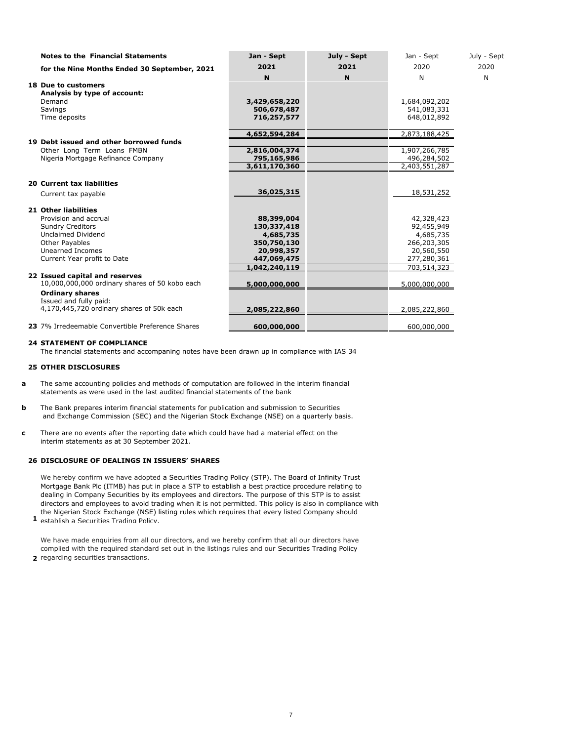| Notes to the Financial Statements for the Nine Months Ended 30 September, 2021 | Jan - Sept 2021 N | July - Sept 2021 N | Jan - Sept 2020 N | July - Sept 2020 N |
|---|---|---|---|---|
| **18 Due to customers** | | | | |
| **Analysis by type of account:** | | | | |
| Demand | **3,429,658,220** | | 1,684,092,202 | |
| Savings | **506,678,487** | | 541,083,331 | |
| Time deposits | **716,257,577** | | 648,012,892 | |
| | **4,652,594,284** | | 2,873,188,425 | |
| **19 Debt issued and other borrowed funds** | | | | |
| Other Long Term Loans FMBN | **2,816,004,374** | | 1,907,266,785 | |
| Nigeria Mortgage Refinance Company | **795,165,986** | | 496,284,502 | |
| | **3,611,170,360** | | 2,403,551,287 | |
| **20 Current tax liabilities** | | | | |
| Current tax payable | **36,025,315** | | 18,531,252 | |
| **21 Other liabilities** | | | | |
| Provision and accrual | **88,399,004** | | 42,328,423 | |
| Sundry Creditors | **130,337,418** | | 92,455,949 | |
| Unclaimed Dividend | **4,685,735** | | 4,685,735 | |
| Other Payables | **350,750,130** | | 266,203,305 | |
| Unearned Incomes | **20,998,357** | | 20,560,550 | |
| Current Year profit to Date | **447,069,475** | | 277,280,361 | |
| | **1,042,240,119** | | 703,514,323 | |
| **22 Issued capital and reserves** | | | | |
| 10,000,000,000 ordinary shares of 50 kobo each | **5,000,000,000** | | 5,000,000,000 | |
| **Ordinary shares** | | | | |
| Issued and fully paid: | | | | |
| 4,170,445,720 ordinary shares of 50k each | **2,085,222,860** | | 2,085,222,860 | |
| **23** 7% Irredeemable Convertible Preference Shares | **600,000,000** | | 600,000,000 | |

**24 STATEMENT OF COMPLIANCE**

The financial statements and accompaning notes have been drawn up in compliance with IAS 34

**25 OTHER DISCLOSURES**

**a** The same accounting policies and methods of computation are followed in the interim financial statements as were used in the last audited financial statements of the bank

**b** The Bank prepares interim financial statements for publication and submission to Securities and Exchange Commission (SEC) and the Nigerian Stock Exchange (NSE) on a quarterly basis.

**c** There are no events after the reporting date which could have had a material effect on the interim statements as at 30 September 2021.

**26 DISCLOSURE OF DEALINGS IN ISSUERS' SHARES**

**1** We hereby confirm we have adopted a Securities Trading Policy (STP). The Board of Infinity Trust Mortgage Bank Plc (ITMB) has put in place a STP to establish a best practice procedure relating to dealing in Company Securities by its employees and directors. The purpose of this STP is to assist directors and employees to avoid trading when it is not permitted. This policy is also in compliance with the Nigerian Stock Exchange (NSE) listing rules which requires that every listed Company should establish a Securities Trading Policy.

**2** We have made enquiries from all our directors, and we hereby confirm that all our directors have complied with the required standard set out in the listings rules and our Securities Trading Policy regarding securities transactions.